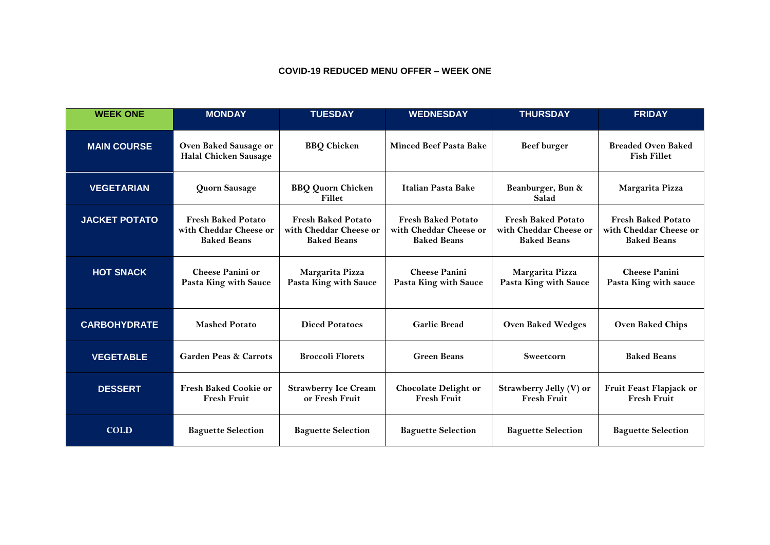## COVID-19 REDUCED MENU OFFER – WEEK ONE

| WEEK ONE | MONDAY | TUESDAY | WEDNESDAY | THURSDAY | FRIDAY |
|---|---|---|---|---|---|
| **MAIN COURSE** | Oven Baked Sausage or Halal Chicken Sausage | BBQ Chicken | Minced Beef Pasta Bake | Beef burger | Breaded Oven Baked Fish Fillet |
| **VEGETARIAN** | Quorn Sausage | BBQ Quorn Chicken Fillet | Italian Pasta Bake | Beanburger, Bun & Salad | Margarita Pizza |
| **JACKET POTATO** | Fresh Baked Potato with Cheddar Cheese or Baked Beans | Fresh Baked Potato with Cheddar Cheese or Baked Beans | Fresh Baked Potato with Cheddar Cheese or Baked Beans | Fresh Baked Potato with Cheddar Cheese or Baked Beans | Fresh Baked Potato with Cheddar Cheese or Baked Beans |
| **HOT SNACK** | Cheese Panini or Pasta King with Sauce | Margarita Pizza Pasta King with Sauce | Cheese Panini Pasta King with Sauce | Margarita Pizza Pasta King with Sauce | Cheese Panini Pasta King with sauce |
| **CARBOHYDRATE** | Mashed Potato | Diced Potatoes | Garlic Bread | Oven Baked Wedges | Oven Baked Chips |
| **VEGETABLE** | Garden Peas & Carrots | Broccoli Florets | Green Beans | Sweetcorn | Baked Beans |
| **DESSERT** | Fresh Baked Cookie or Fresh Fruit | Strawberry Ice Cream or Fresh Fruit | Chocolate Delight or Fresh Fruit | Strawberry Jelly (V) or Fresh Fruit | Fruit Feast Flapjack or Fresh Fruit |
| **COLD** | Baguette Selection | Baguette Selection | Baguette Selection | Baguette Selection | Baguette Selection |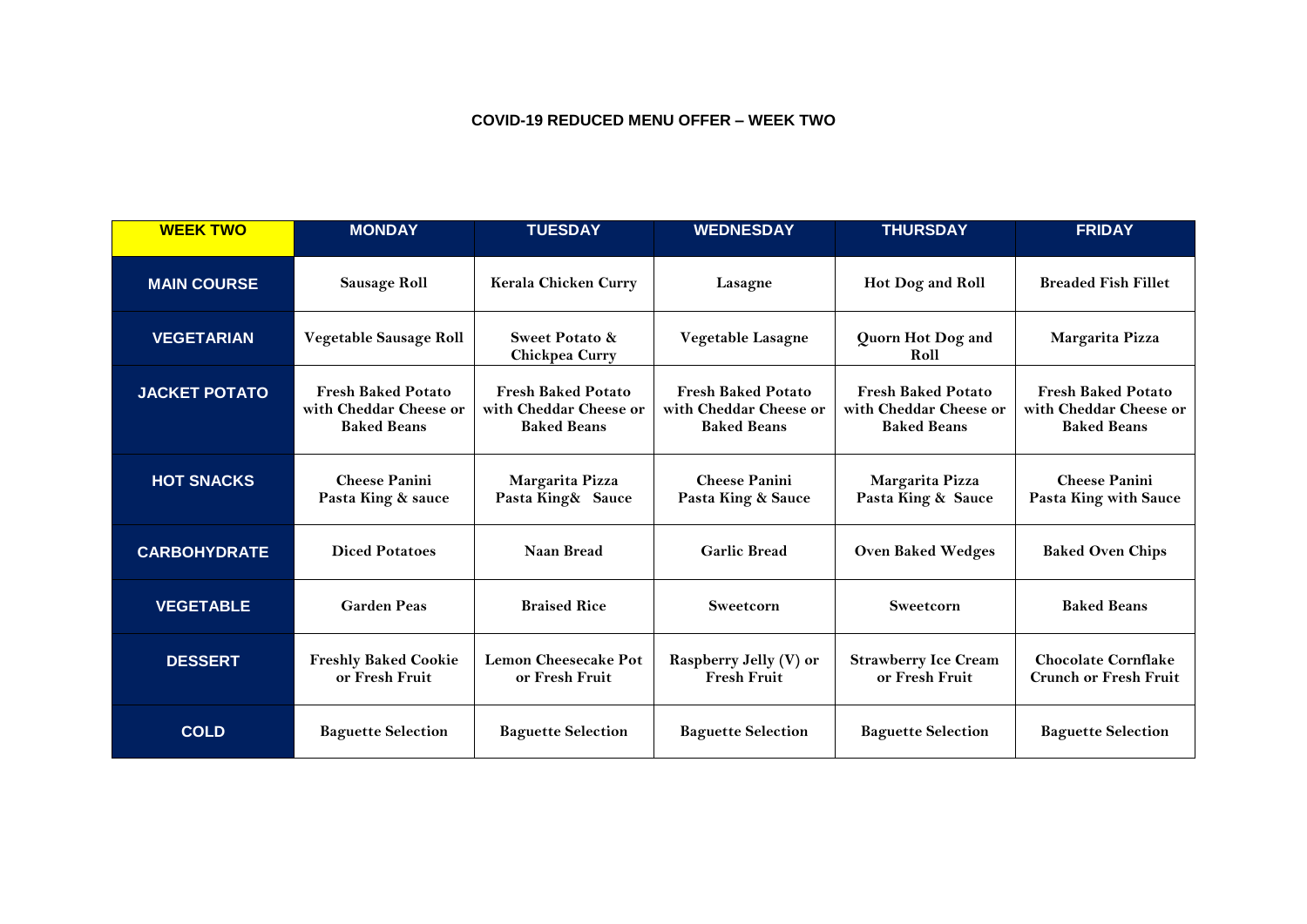**COVID-19 REDUCED MENU OFFER – WEEK TWO**

| WEEK TWO | MONDAY | TUESDAY | WEDNESDAY | THURSDAY | FRIDAY |
|---|---|---|---|---|---|
| MAIN COURSE | Sausage Roll | Kerala Chicken Curry | Lasagne | Hot Dog and Roll | Breaded Fish Fillet |
| VEGETARIAN | Vegetable Sausage Roll | Sweet Potato & Chickpea Curry | Vegetable Lasagne | Quorn Hot Dog and Roll | Margarita Pizza |
| JACKET POTATO | Fresh Baked Potato with Cheddar Cheese or Baked Beans | Fresh Baked Potato with Cheddar Cheese or Baked Beans | Fresh Baked Potato with Cheddar Cheese or Baked Beans | Fresh Baked Potato with Cheddar Cheese or Baked Beans | Fresh Baked Potato with Cheddar Cheese or Baked Beans |
| HOT SNACKS | Cheese Panini Pasta King & sauce | Margarita Pizza Pasta King& Sauce | Cheese Panini Pasta King & Sauce | Margarita Pizza Pasta King & Sauce | Cheese Panini Pasta King with Sauce |
| CARBOHYDRATE | Diced Potatoes | Naan Bread | Garlic Bread | Oven Baked Wedges | Baked Oven Chips |
| VEGETABLE | Garden Peas | Braised Rice | Sweetcorn | Sweetcorn | Baked Beans |
| DESSERT | Freshly Baked Cookie or Fresh Fruit | Lemon Cheesecake Pot or Fresh Fruit | Raspberry Jelly (V) or Fresh Fruit | Strawberry Ice Cream or Fresh Fruit | Chocolate Cornflake Crunch or Fresh Fruit |
| COLD | Baguette Selection | Baguette Selection | Baguette Selection | Baguette Selection | Baguette Selection |